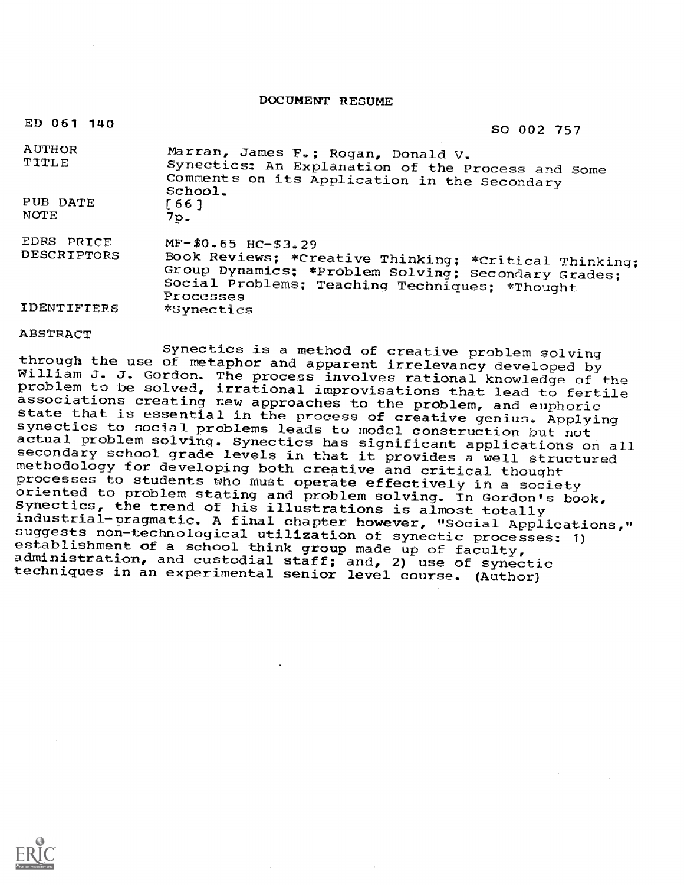# DOCUMENT RESUME

ED 061 140 SO 002 757

| | |
|---|---|
| AUTHOR | Marran, James F.; Rogan, Donald V. |
| TITLE | Synectics: An Explanation of the Process and Some Comments on its Application in the Secondary School. |
| PUB DATE | [66] |
| NOTE | 7p. |
| EDRS PRICE | MF-$0.65 HC-$3.29 |
| DESCRIPTORS | Book Reviews; *Creative Thinking; *Critical Thinking; Group Dynamics; *Problem Solving; Secondary Grades; Social Problems; Teaching Techniques; *Thought Processes |
| IDENTIFIERS | *Synectics |

ABSTRACT

Synectics is a method of creative problem solving through the use of metaphor and apparent irrelevancy developed by William J. J. Gordon. The process involves rational knowledge of the problem to be solved, irrational improvisations that lead to fertile associations creating new approaches to the problem, and euphoric state that is essential in the process of creative genius. Applying synectics to social problems leads to model construction but not actual problem solving. Synectics has significant applications on all secondary school grade levels in that it provides a well structured methodology for developing both creative and critical thought processes to students who must operate effectively in a society oriented to problem stating and problem solving. In Gordon's book, Synectics, the trend of his illustrations is almost totally industrial-pragmatic. A final chapter however, "Social Applications," suggests non-technological utilization of synectic processes: 1) establishment of a school think group made up of faculty, administration, and custodial staff; and, 2) use of synectic techniques in an experimental senior level course. (Author)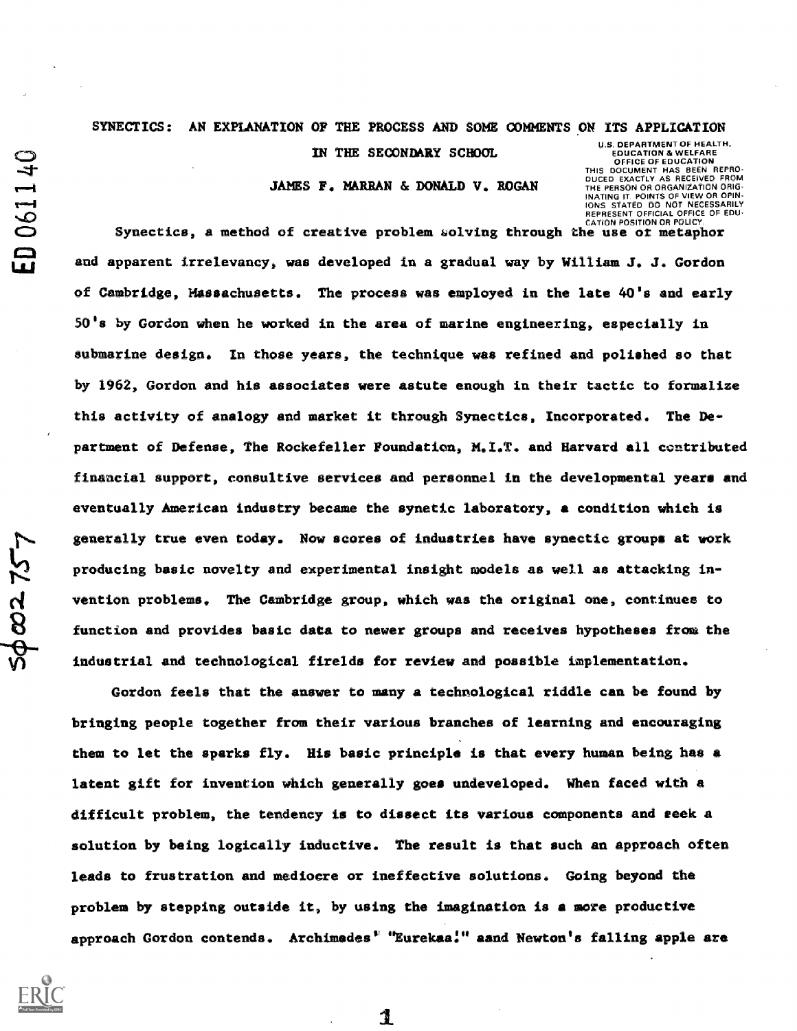# SYNECTICS: AN EXPLANATION OF THE PROCESS AND SOME COMMENTS ON ITS APPLICATION IN THE SECONDARY SCHOOL

JAMES F. MARRAN & DONALD V. ROGAN

Synectics, a method of creative problem solving through the use of metaphor and apparent irrelevancy, was developed in a gradual way by William J. J. Gordon of Cambridge, Massachusetts. The process was employed in the late 40's and early 50's by Gordon when he worked in the area of marine engineering, especially in submarine design. In those years, the technique was refined and polished so that by 1962, Gordon and his associates were astute enough in their tactic to formalize this activity of analogy and market it through Synectics, Incorporated. The Department of Defense, The Rockefeller Foundation, M.I.T. and Harvard all contributed financial support, consultive services and personnel in the developmental years and eventually American industry became the synetic laboratory, a condition which is generally true even today. Now scores of industries have synectic groups at work producing basic novelty and experimental insight models as well as attacking invention problems. The Cambridge group, which was the original one, continues to function and provides basic data to newer groups and receives hypotheses from the industrial and technological firelds for review and possible implementation.

Gordon feels that the answer to many a technological riddle can be found by bringing people together from their various branches of learning and encouraging them to let the sparks fly. His basic principle is that every human being has a latent gift for invention which generally goes undeveloped. When faced with a difficult problem, the tendency is to dissect its various components and seek a solution by being logically inductive. The result is that such an approach often leads to frustration and mediocre or ineffective solutions. Going beyond the problem by stepping outside it, by using the imagination is a more productive approach Gordon contends. Archimedes' "Eurekaa!" aand Newton's falling apple are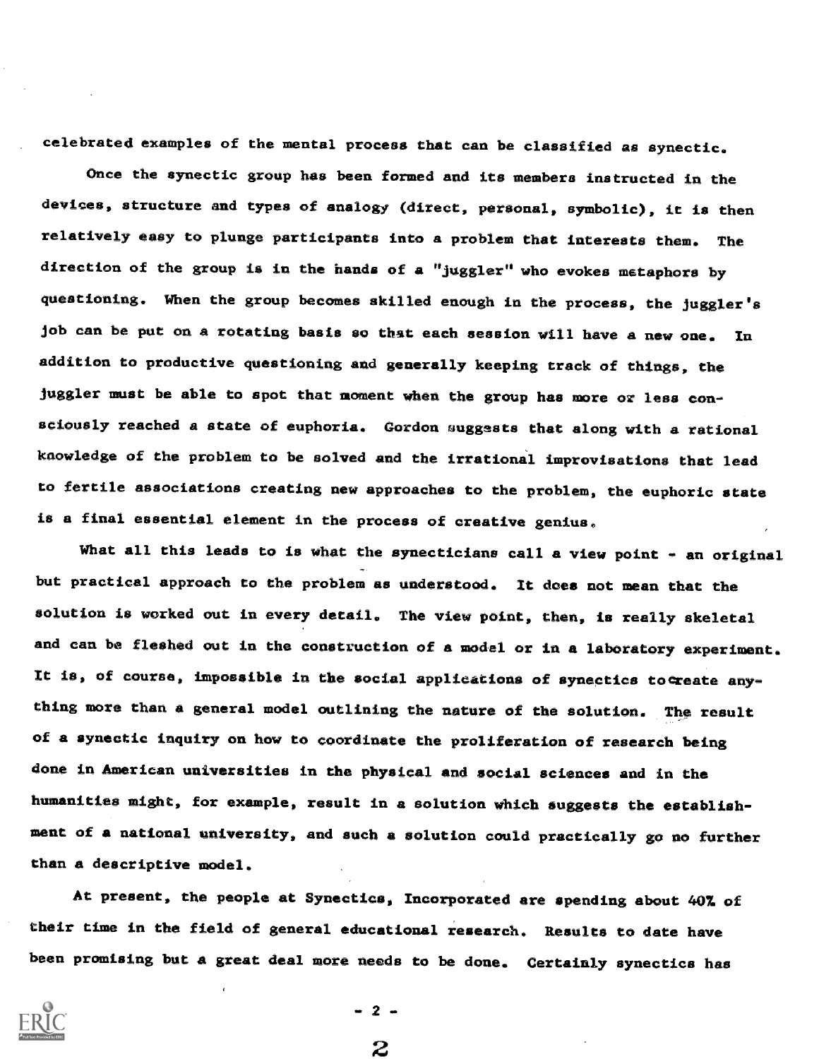celebrated examples of the mental process that can be classified as synectic.

Once the synectic group has been formed and its members instructed in the devices, structure and types of analogy (direct, personal, symbolic), it is then relatively easy to plunge participants into a problem that interests them. The direction of the group is in the hands of a "juggler" who evokes metaphors by questioning. When the group becomes skilled enough in the process, the juggler's job can be put on a rotating basis so that each session will have a new one. In addition to productive questioning and generally keeping track of things, the juggler must be able to spot that moment when the group has more or less consciously reached a state of euphoria. Gordon suggests that along with a rational knowledge of the problem to be solved and the irrational improvisations that lead to fertile associations creating new approaches to the problem, the euphoric state is a final essential element in the process of creative genius.

What all this leads to is what the synecticians call a view point - an original but practical approach to the problem as understood. It does not mean that the solution is worked out in every detail. The view point, then, is really skeletal and can be fleshed out in the construction of a model or in a laboratory experiment. It is, of course, impossible in the social applications of synectics to create anything more than a general model outlining the nature of the solution. The result of a synectic inquiry on how to coordinate the proliferation of research being done in American universities in the physical and social sciences and in the humanities might, for example, result in a solution which suggests the establishment of a national university, and such a solution could practically go no further than a descriptive model.

At present, the people at Synectics, Incorporated are spending about 40% of their time in the field of general educational research. Results to date have been promising but a great deal more needs to be done. Certainly synectics has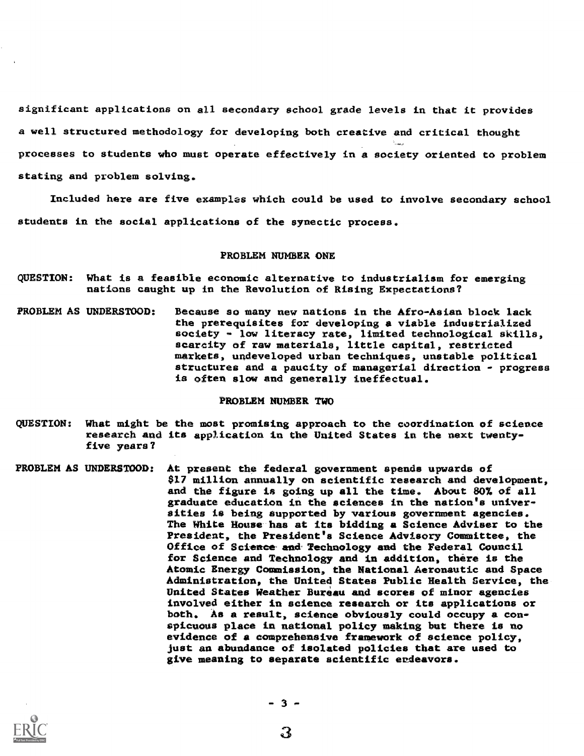significant applications on all secondary school grade levels in that it provides a well structured methodology for developing both creative and critical thought processes to students who must operate effectively in a society oriented to problem stating and problem solving.

Included here are five examples which could be used to involve secondary school students in the social applications of the synectic process.

### PROBLEM NUMBER ONE

QUESTION: What is a feasible economic alternative to industrialism for emerging nations caught up in the Revolution of Rising Expectations?

PROBLEM AS UNDERSTOOD: Because so many new nations in the Afro-Asian block lack the prerequisites for developing a viable industrialized society - low literacy rate, limited technological skills, scarcity of raw materials, little capital, restricted markets, undeveloped urban techniques, unstable political structures and a paucity of managerial direction - progress is often slow and generally ineffectual.

### PROBLEM NUMBER TWO

QUESTION: What might be the most promising approach to the coordination of science research and its application in the United States in the next twenty-five years?

PROBLEM AS UNDERSTOOD: At present the federal government spends upwards of $17 million annually on scientific research and development, and the figure is going up all the time. About 80% of all graduate education in the sciences in the nation's universities is being supported by various government agencies. The White House has at its bidding a Science Adviser to the President, the President's Science Advisory Committee, the Office of Science and Technology and the Federal Council for Science and Technology and in addition, there is the Atomic Energy Commission, the National Aeronautic and Space Administration, the United States Public Health Service, the United States Weather Bureau and scores of minor agencies involved either in science research or its applications or both. As a result, science obviously could occupy a conspicuous place in national policy making but there is no evidence of a comprehensive framework of science policy, just an abundance of isolated policies that are used to give meaning to separate scientific endeavors.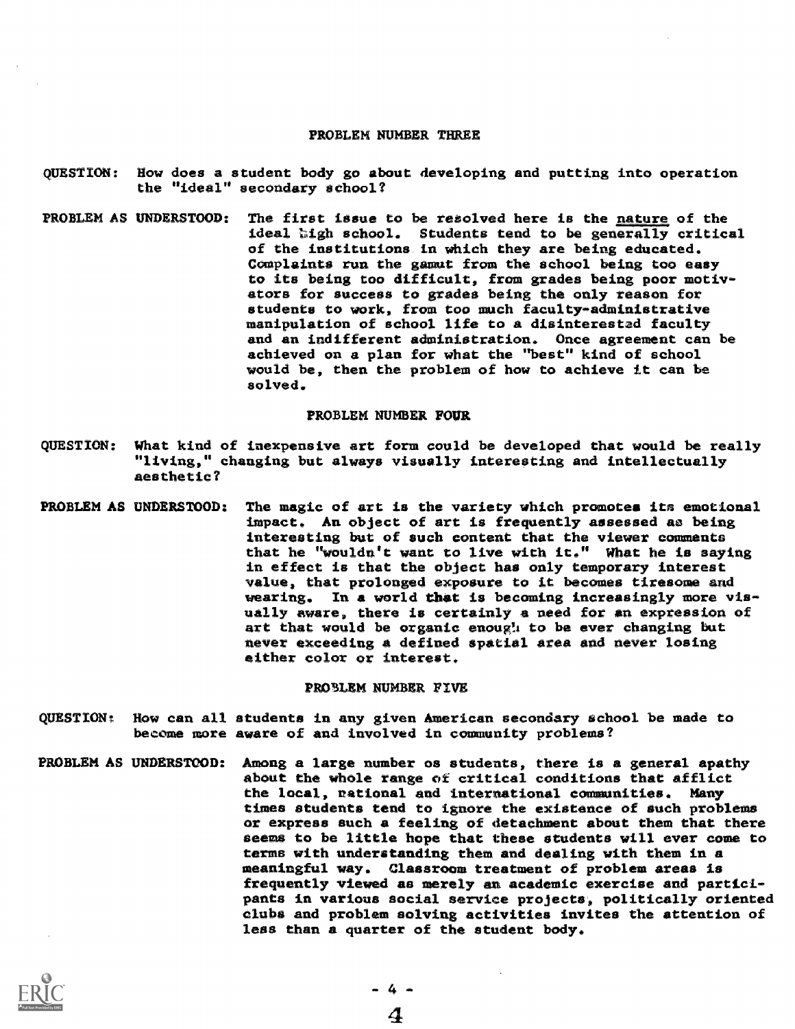## PROBLEM NUMBER THREE

QUESTION: How does a student body go about developing and putting into operation the "ideal" secondary school?

PROBLEM AS UNDERSTOOD: The first issue to be resolved here is the <u>nature</u> of the ideal high school. Students tend to be generally critical of the institutions in which they are being educated. Complaints run the gamut from the school being too easy to its being too difficult, from grades being poor motivators for success to grades being the only reason for students to work, from too much faculty-administrative manipulation of school life to a disinterested faculty and an indifferent administration. Once agreement can be achieved on a plan for what the "best" kind of school would be, then the problem of how to achieve it can be solved.

## PROBLEM NUMBER FOUR

QUESTION: What kind of inexpensive art form could be developed that would be really "living," changing but always visually interesting and intellectually aesthetic?

PROBLEM AS UNDERSTOOD: The magic of art is the variety which promotes its emotional impact. An object of art is frequently assessed as being interesting but of such content that the viewer comments that he "wouldn't want to live with it." What he is saying in effect is that the object has only temporary interest value, that prolonged exposure to it becomes tiresome and wearing. In a world that is becoming increasingly more visually aware, there is certainly a need for an expression of art that would be organic enough to be ever changing but never exceeding a defined spatial area and never losing either color or interest.

## PROBLEM NUMBER FIVE

QUESTION: How can all students in any given American secondary school be made to become more aware of and involved in community problems?

PROBLEM AS UNDERSTOOD: Among a large number os students, there is a general apathy about the whole range of critical conditions that afflict the local, national and international communities. Many times students tend to ignore the existence of such problems or express such a feeling of detachment about them that there seems to be little hope that these students will ever come to terms with understanding them and dealing with them in a meaningful way. Classroom treatment of problem areas is frequently viewed as merely an academic exercise and participants in various social service projects, politically oriented clubs and problem solving activities invites the attention of less than a quarter of the student body.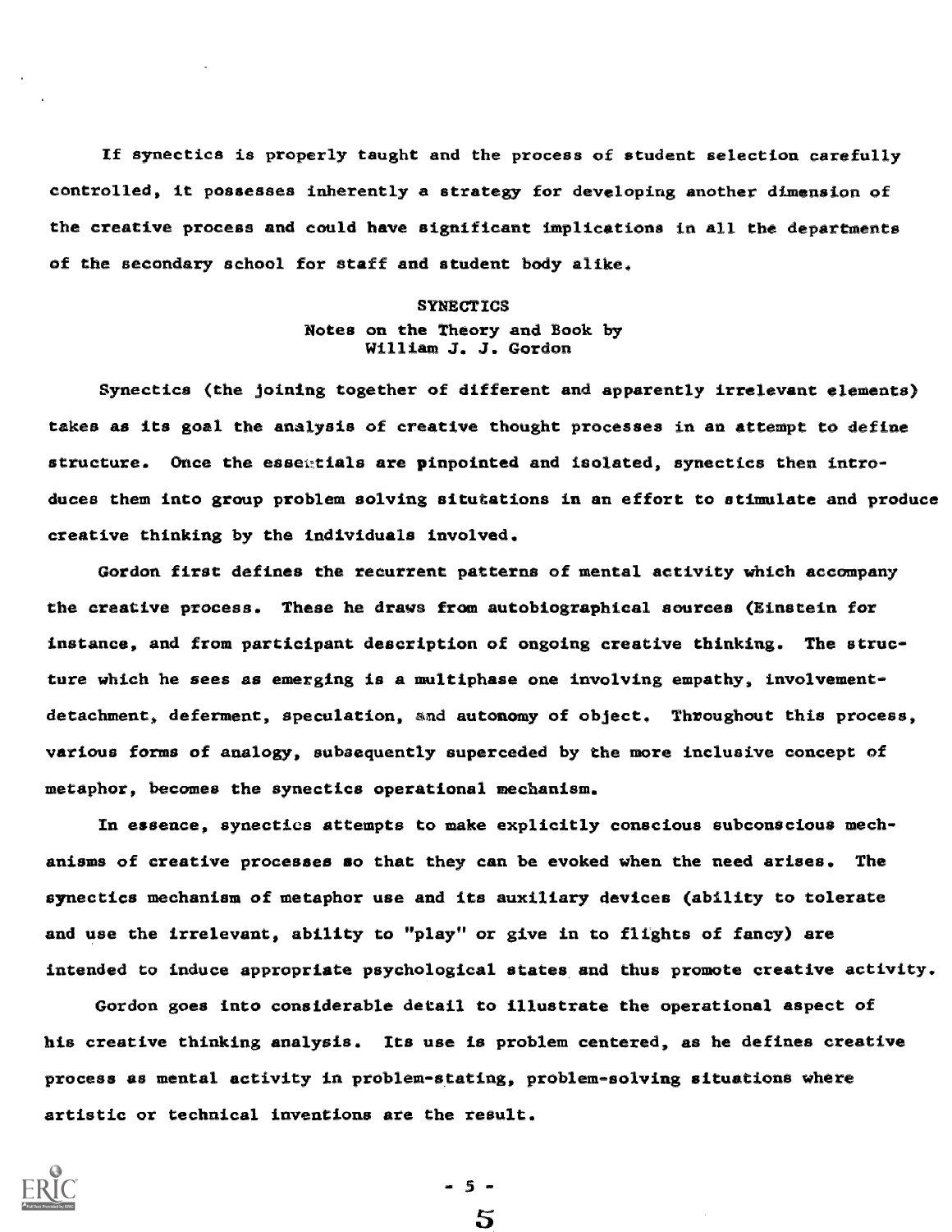If synectics is properly taught and the process of student selection carefully controlled, it possesses inherently a strategy for developing another dimension of the creative process and could have significant implications in all the departments of the secondary school for staff and student body alike.

## SYNECTICS
### Notes on the Theory and Book by William J. J. Gordon

Synectics (the joining together of different and apparently irrelevant elements) takes as its goal the analysis of creative thought processes in an attempt to define structure. Once the essentials are pinpointed and isolated, synectics then introduces them into group problem solving situtations in an effort to stimulate and produce creative thinking by the individuals involved.

Gordon first defines the recurrent patterns of mental activity which accompany the creative process. These he draws from autobiographical sources (Einstein for instance, and from participant description of ongoing creative thinking. The structure which he sees as emerging is a multiphase one involving empathy, involvement-detachment, deferment, speculation, and autonomy of object. Throughout this process, various forms of analogy, subsequently superceded by the more inclusive concept of metaphor, becomes the synectics operational mechanism.

In essence, synectics attempts to make explicitly conscious subconscious mechanisms of creative processes so that they can be evoked when the need arises. The synectics mechanism of metaphor use and its auxiliary devices (ability to tolerate and use the irrelevant, ability to "play" or give in to flights of fancy) are intended to induce appropriate psychological states and thus promote creative activity.

Gordon goes into considerable detail to illustrate the operational aspect of his creative thinking analysis. Its use is problem centered, as he defines creative process as mental activity in problem-stating, problem-solving situations where artistic or technical inventions are the result.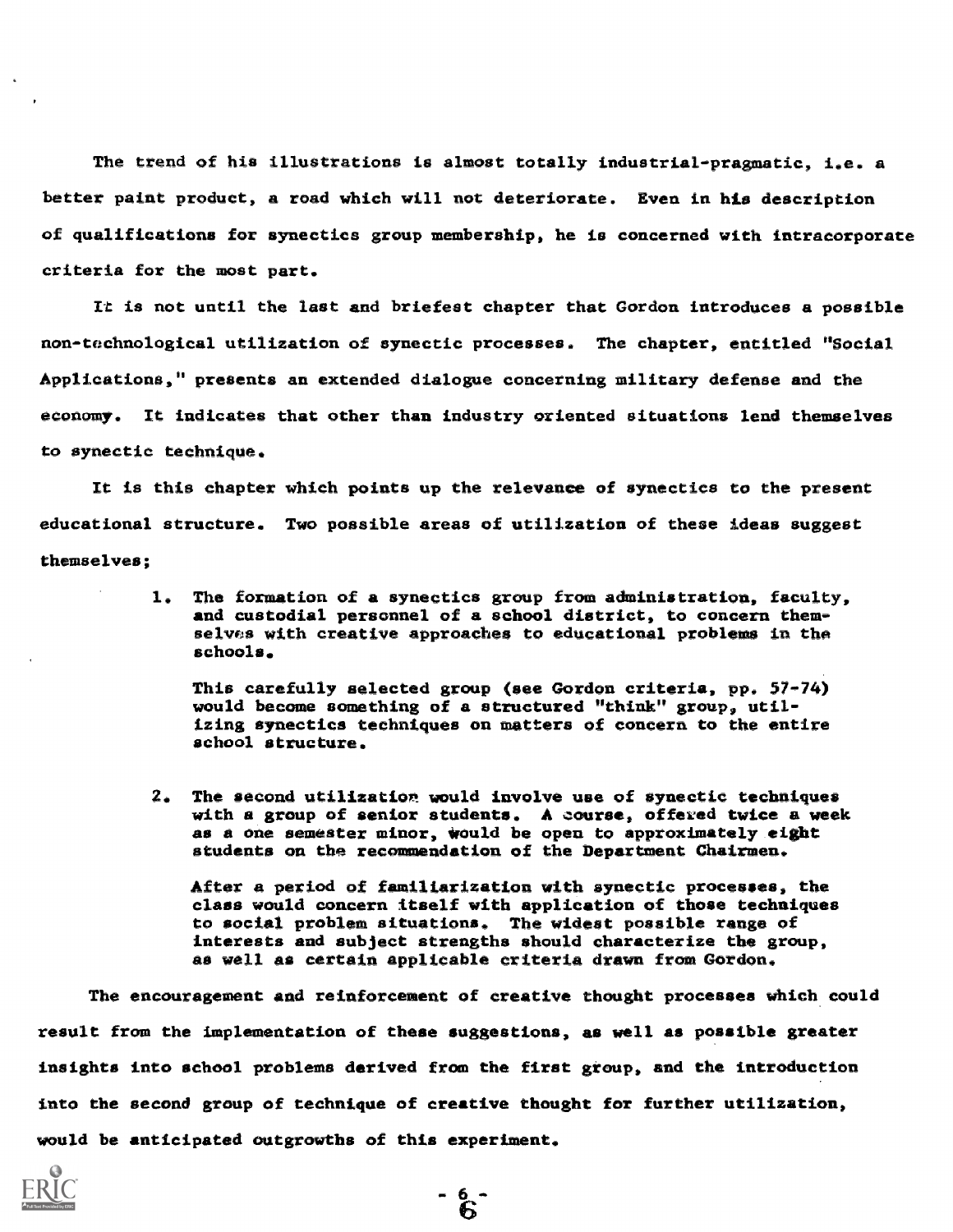The trend of his illustrations is almost totally industrial-pragmatic, i.e. a better paint product, a road which will not deteriorate. Even in his description of qualifications for synectics group membership, he is concerned with intracorporate criteria for the most part.

It is not until the last and briefest chapter that Gordon introduces a possible non-technological utilization of synectic processes. The chapter, entitled "Social Applications," presents an extended dialogue concerning military defense and the economy. It indicates that other than industry oriented situations lend themselves to synectic technique.

It is this chapter which points up the relevance of synectics to the present educational structure. Two possible areas of utilization of these ideas suggest themselves;

1. The formation of a synectics group from administration, faculty, and custodial personnel of a school district, to concern themselves with creative approaches to educational problems in the schools.

   This carefully selected group (see Gordon criteria, pp. 57-74) would become something of a structured "think" group, utilizing synectics techniques on matters of concern to the entire school structure.

2. The second utilization would involve use of synectic techniques with a group of senior students. A course, offered twice a week as a one semester minor, would be open to approximately eight students on the recommendation of the Department Chairmen.

   After a period of familiarization with synectic processes, the class would concern itself with application of those techniques to social problem situations. The widest possible range of interests and subject strengths should characterize the group, as well as certain applicable criteria drawn from Gordon.

The encouragement and reinforcement of creative thought processes which could result from the implementation of these suggestions, as well as possible greater insights into school problems derived from the first group, and the introduction into the second group of technique of creative thought for further utilization, would be anticipated outgrowths of this experiment.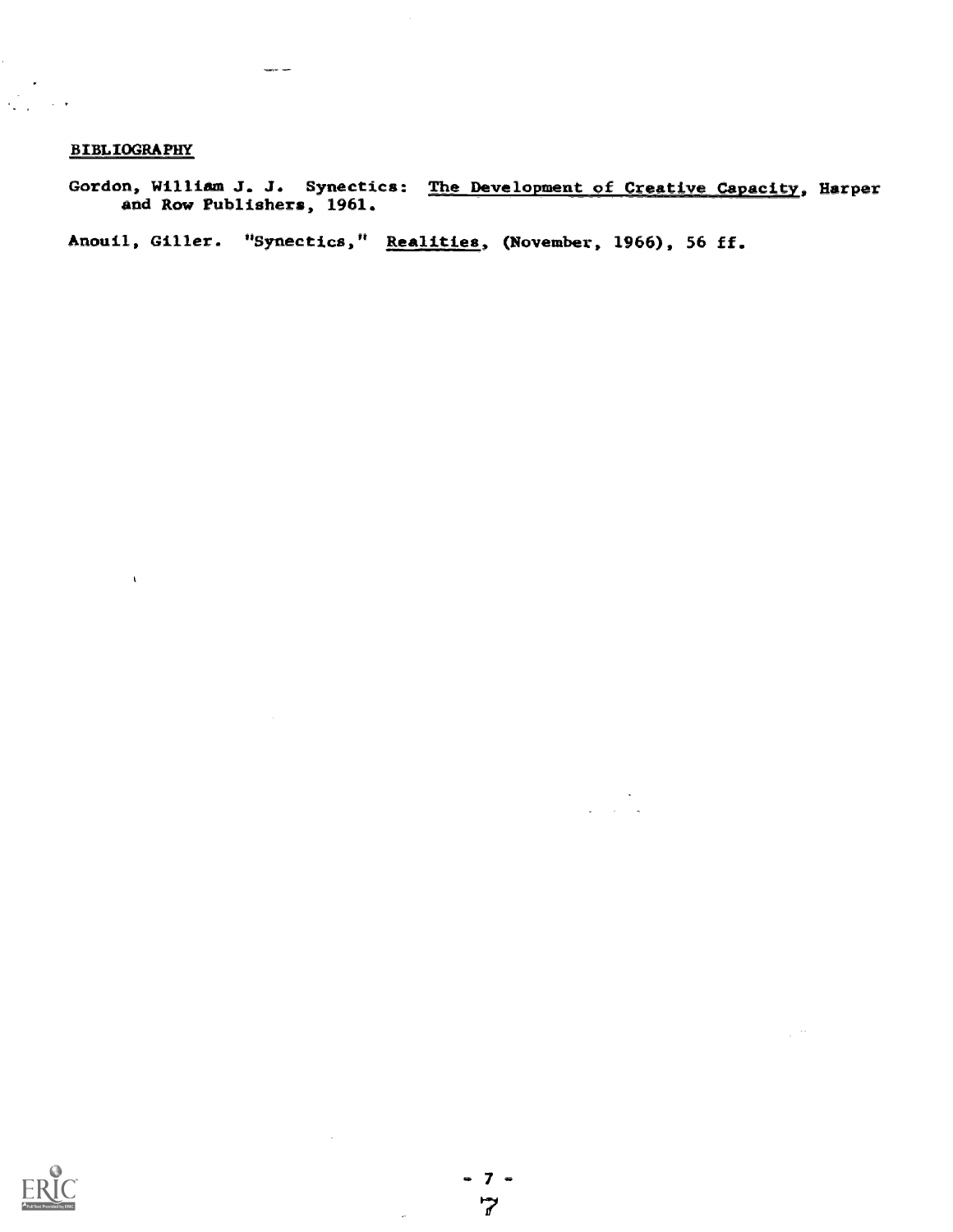## BIBLIOGRAPHY

Gordon, William J. J. Synectics: The Development of Creative Capacity, Harper and Row Publishers, 1961.

Anouil, Giller. "Synectics," Realities, (November, 1966), 56 ff.